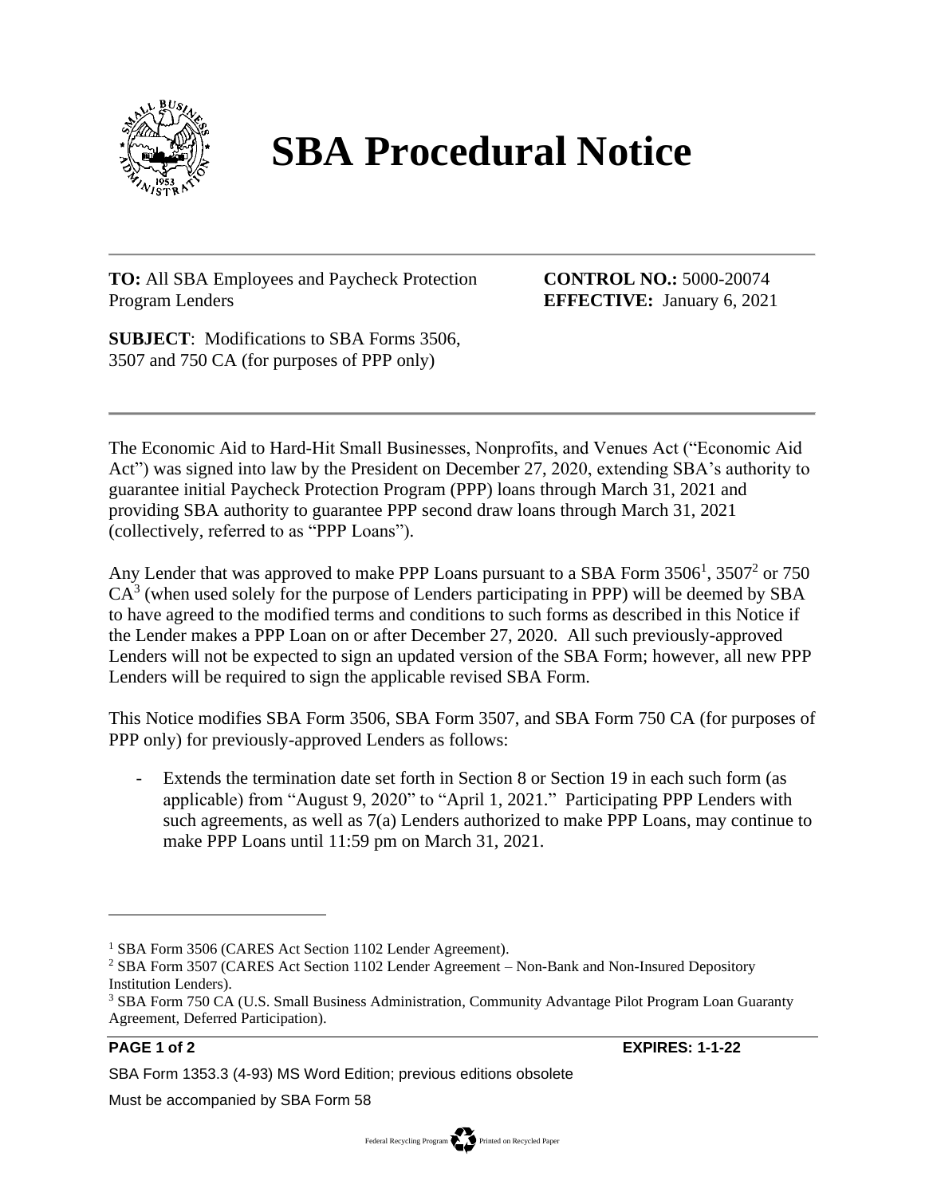# SBA Procedural Notice

**TO:** All SBA Employees and Paycheck Protection Program Lenders

**CONTROL NO.:** 5000-20074

**EFFECTIVE:** January 6, 2021

**SUBJECT**: Modifications to SBA Forms 3506, 3507 and 750 CA (for purposes of PPP only)

---

The Economic Aid to Hard-Hit Small Businesses, Nonprofits, and Venues Act ("Economic Aid Act") was signed into law by the President on December 27, 2020, extending SBA's authority to guarantee initial Paycheck Protection Program (PPP) loans through March 31, 2021 and providing SBA authority to guarantee PPP second draw loans through March 31, 2021 (collectively, referred to as "PPP Loans").

Any Lender that was approved to make PPP Loans pursuant to a SBA Form 3506[1], 3507[2] or 750 CA[3] (when used solely for the purpose of Lenders participating in PPP) will be deemed by SBA to have agreed to the modified terms and conditions to such forms as described in this Notice if the Lender makes a PPP Loan on or after December 27, 2020. All such previously-approved Lenders will not be expected to sign an updated version of the SBA Form; however, all new PPP Lenders will be required to sign the applicable revised SBA Form.

This Notice modifies SBA Form 3506, SBA Form 3507, and SBA Form 750 CA (for purposes of PPP only) for previously-approved Lenders as follows:

- Extends the termination date set forth in Section 8 or Section 19 in each such form (as applicable) from "August 9, 2020" to "April 1, 2021." Participating PPP Lenders with such agreements, as well as 7(a) Lenders authorized to make PPP Loans, may continue to make PPP Loans until 11:59 pm on March 31, 2021.

---

[1] SBA Form 3506 (CARES Act Section 1102 Lender Agreement).

[2] SBA Form 3507 (CARES Act Section 1102 Lender Agreement – Non-Bank and Non-Insured Depository Institution Lenders).

[3] SBA Form 750 CA (U.S. Small Business Administration, Community Advantage Pilot Program Loan Guaranty Agreement, Deferred Participation).

**EXPIRES: 1-1-22**

SBA Form 1353.3 (4-93) MS Word Edition; previous editions obsolete

Must be accompanied by SBA Form 58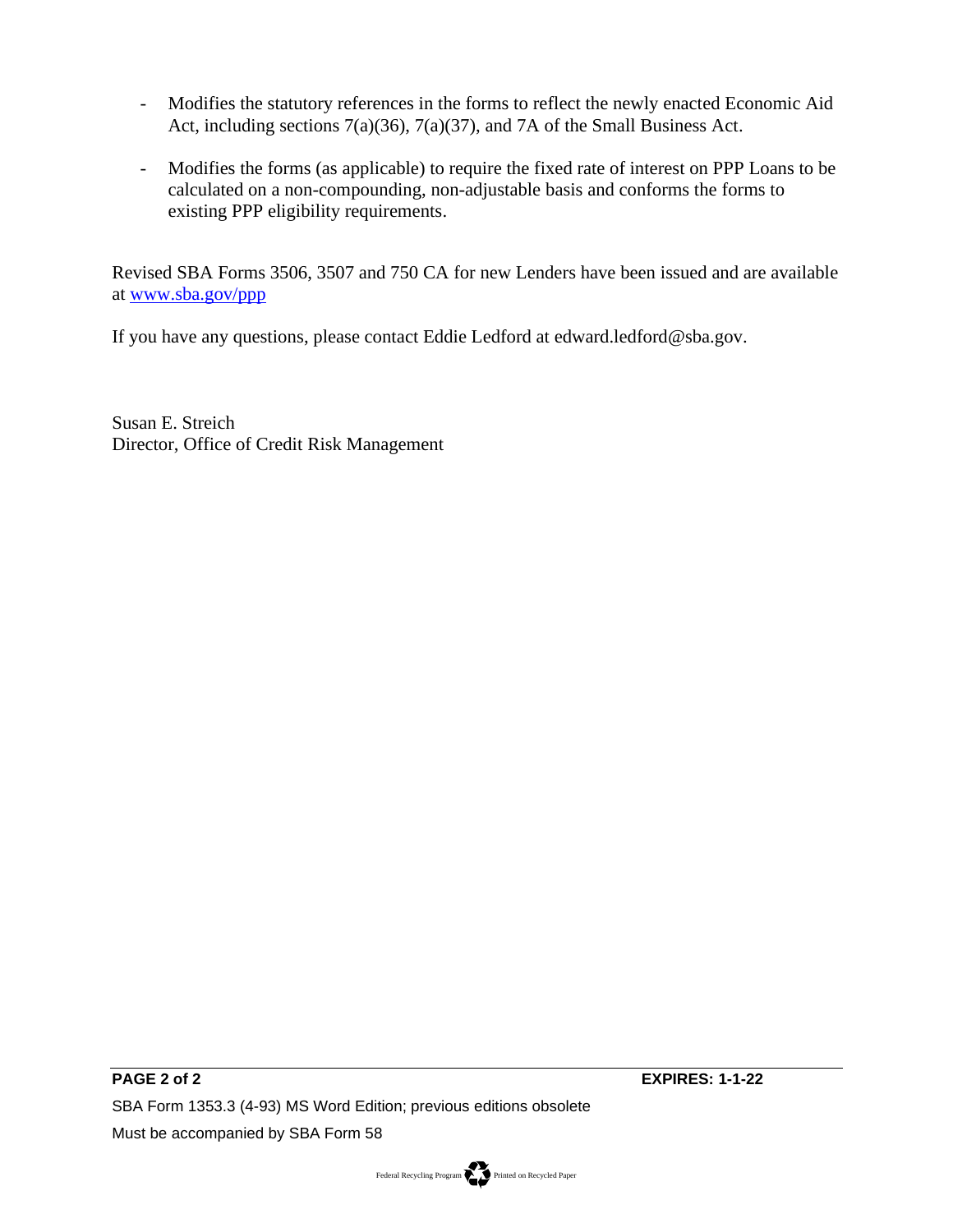- Modifies the statutory references in the forms to reflect the newly enacted Economic Aid Act, including sections 7(a)(36), 7(a)(37), and 7A of the Small Business Act.

- Modifies the forms (as applicable) to require the fixed rate of interest on PPP Loans to be calculated on a non-compounding, non-adjustable basis and conforms the forms to existing PPP eligibility requirements.

Revised SBA Forms 3506, 3507 and 750 CA for new Lenders have been issued and are available at [www.sba.gov/ppp](http://www.sba.gov/ppp)

If you have any questions, please contact Eddie Ledford at edward.ledford@sba.gov.

Susan E. Streich
Director, Office of Credit Risk Management

**EXPIRES: 1-1-22**

SBA Form 1353.3 (4-93) MS Word Edition; previous editions obsolete

Must be accompanied by SBA Form 58

Federal Recycling Program Printed on Recycled Paper